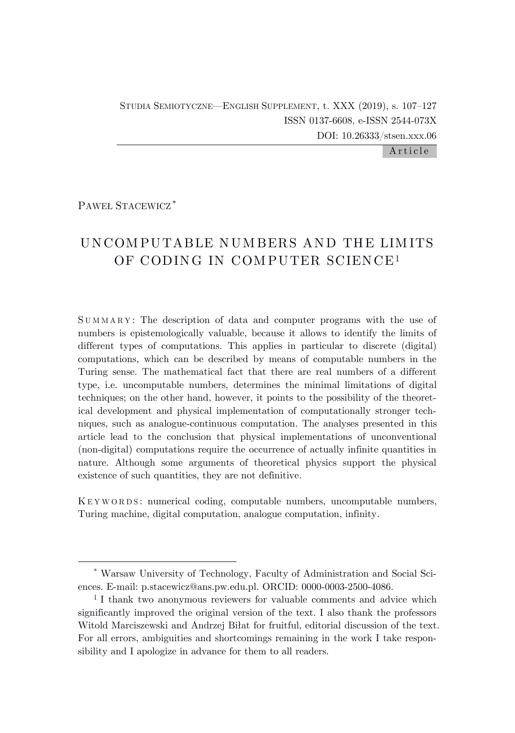Studia Semiotyczne—English Supplement, t. XXX (2019), s. 107–127
ISSN 0137-6608, e-ISSN 2544-073X
DOI: 10.26333/stsen.xxx.06

Article

Paweł Stacewicz[*]

# UNCOMPUTABLE NUMBERS AND THE LIMITS OF CODING IN COMPUTER SCIENCE[1]

Summary: The description of data and computer programs with the use of numbers is epistemologically valuable, because it allows to identify the limits of different types of computations. This applies in particular to discrete (digital) computations, which can be described by means of computable numbers in the Turing sense. The mathematical fact that there are real numbers of a different type, i.e. uncomputable numbers, determines the minimal limitations of digital techniques; on the other hand, however, it points to the possibility of the theoretical development and physical implementation of computationally stronger techniques, such as analogue-continuous computation. The analyses presented in this article lead to the conclusion that physical implementations of unconventional (non-digital) computations require the occurrence of actually infinite quantities in nature. Although some arguments of theoretical physics support the physical existence of such quantities, they are not definitive.

Keywords: numerical coding, computable numbers, uncomputable numbers, Turing machine, digital computation, analogue computation, infinity.

---

[*] Warsaw University of Technology, Faculty of Administration and Social Sciences. E-mail: p.stacewicz@ans.pw.edu.pl. ORCID: 0000-0003-2500-4086.

[1] I thank two anonymous reviewers for valuable comments and advice which significantly improved the original version of the text. I also thank the professors Witold Marciszewski and Andrzej Biłat for fruitful, editorial discussion of the text. For all errors, ambiguities and shortcomings remaining in the work I take responsibility and I apologize in advance for them to all readers.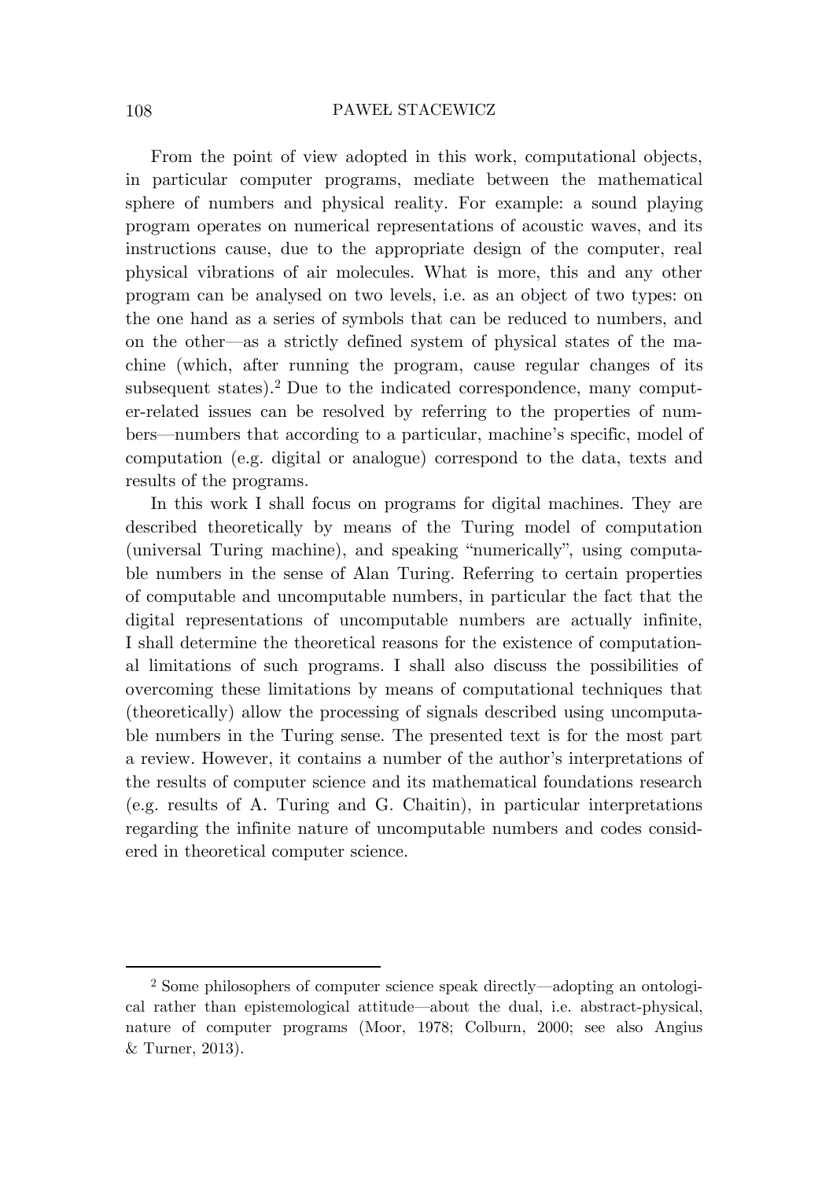From the point of view adopted in this work, computational objects, in particular computer programs, mediate between the mathematical sphere of numbers and physical reality. For example: a sound playing program operates on numerical representations of acoustic waves, and its instructions cause, due to the appropriate design of the computer, real physical vibrations of air molecules. What is more, this and any other program can be analysed on two levels, i.e. as an object of two types: on the one hand as a series of symbols that can be reduced to numbers, and on the other—as a strictly defined system of physical states of the machine (which, after running the program, cause regular changes of its subsequent states).[2] Due to the indicated correspondence, many computer-related issues can be resolved by referring to the properties of numbers—numbers that according to a particular, machine's specific, model of computation (e.g. digital or analogue) correspond to the data, texts and results of the programs.

In this work I shall focus on programs for digital machines. They are described theoretically by means of the Turing model of computation (universal Turing machine), and speaking "numerically", using computable numbers in the sense of Alan Turing. Referring to certain properties of computable and uncomputable numbers, in particular the fact that the digital representations of uncomputable numbers are actually infinite, I shall determine the theoretical reasons for the existence of computational limitations of such programs. I shall also discuss the possibilities of overcoming these limitations by means of computational techniques that (theoretically) allow the processing of signals described using uncomputable numbers in the Turing sense. The presented text is for the most part a review. However, it contains a number of the author's interpretations of the results of computer science and its mathematical foundations research (e.g. results of A. Turing and G. Chaitin), in particular interpretations regarding the infinite nature of uncomputable numbers and codes considered in theoretical computer science.

---

[2] Some philosophers of computer science speak directly—adopting an ontological rather than epistemological attitude—about the dual, i.e. abstract-physical, nature of computer programs (Moor, 1978; Colburn, 2000; see also Angius & Turner, 2013).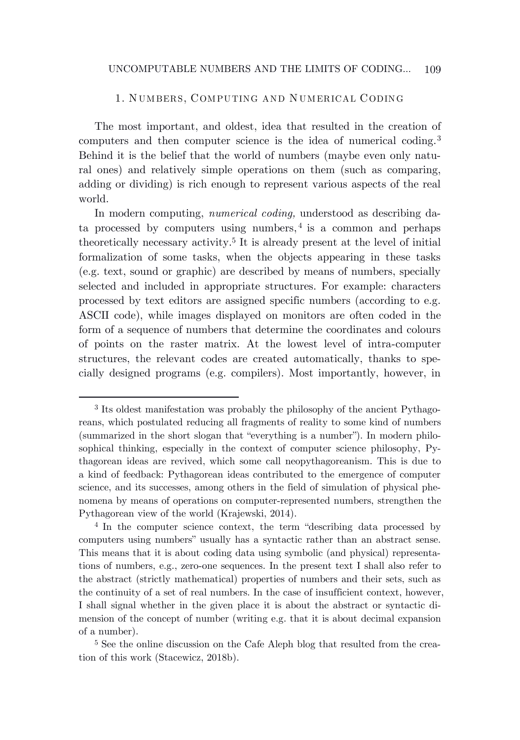## 1. Numbers, Computing and Numerical Coding

The most important, and oldest, idea that resulted in the creation of computers and then computer science is the idea of numerical coding.[3] Behind it is the belief that the world of numbers (maybe even only natural ones) and relatively simple operations on them (such as comparing, adding or dividing) is rich enough to represent various aspects of the real world.

In modern computing, *numerical coding,* understood as describing data processed by computers using numbers,[4] is a common and perhaps theoretically necessary activity.[5] It is already present at the level of initial formalization of some tasks, when the objects appearing in these tasks (e.g. text, sound or graphic) are described by means of numbers, specially selected and included in appropriate structures. For example: characters processed by text editors are assigned specific numbers (according to e.g. ASCII code), while images displayed on monitors are often coded in the form of a sequence of numbers that determine the coordinates and colours of points on the raster matrix. At the lowest level of intra-computer structures, the relevant codes are created automatically, thanks to specially designed programs (e.g. compilers). Most importantly, however, in

---

[3] Its oldest manifestation was probably the philosophy of the ancient Pythagoreans, which postulated reducing all fragments of reality to some kind of numbers (summarized in the short slogan that "everything is a number"). In modern philosophical thinking, especially in the context of computer science philosophy, Pythagorean ideas are revived, which some call neopythagoreanism. This is due to a kind of feedback: Pythagorean ideas contributed to the emergence of computer science, and its successes, among others in the field of simulation of physical phenomena by means of operations on computer-represented numbers, strengthen the Pythagorean view of the world (Krajewski, 2014).

[4] In the computer science context, the term "describing data processed by computers using numbers" usually has a syntactic rather than an abstract sense. This means that it is about coding data using symbolic (and physical) representations of numbers, e.g., zero-one sequences. In the present text I shall also refer to the abstract (strictly mathematical) properties of numbers and their sets, such as the continuity of a set of real numbers. In the case of insufficient context, however, I shall signal whether in the given place it is about the abstract or syntactic dimension of the concept of number (writing e.g. that it is about decimal expansion of a number).

[5] See the online discussion on the Cafe Aleph blog that resulted from the creation of this work (Stacewicz, 2018b).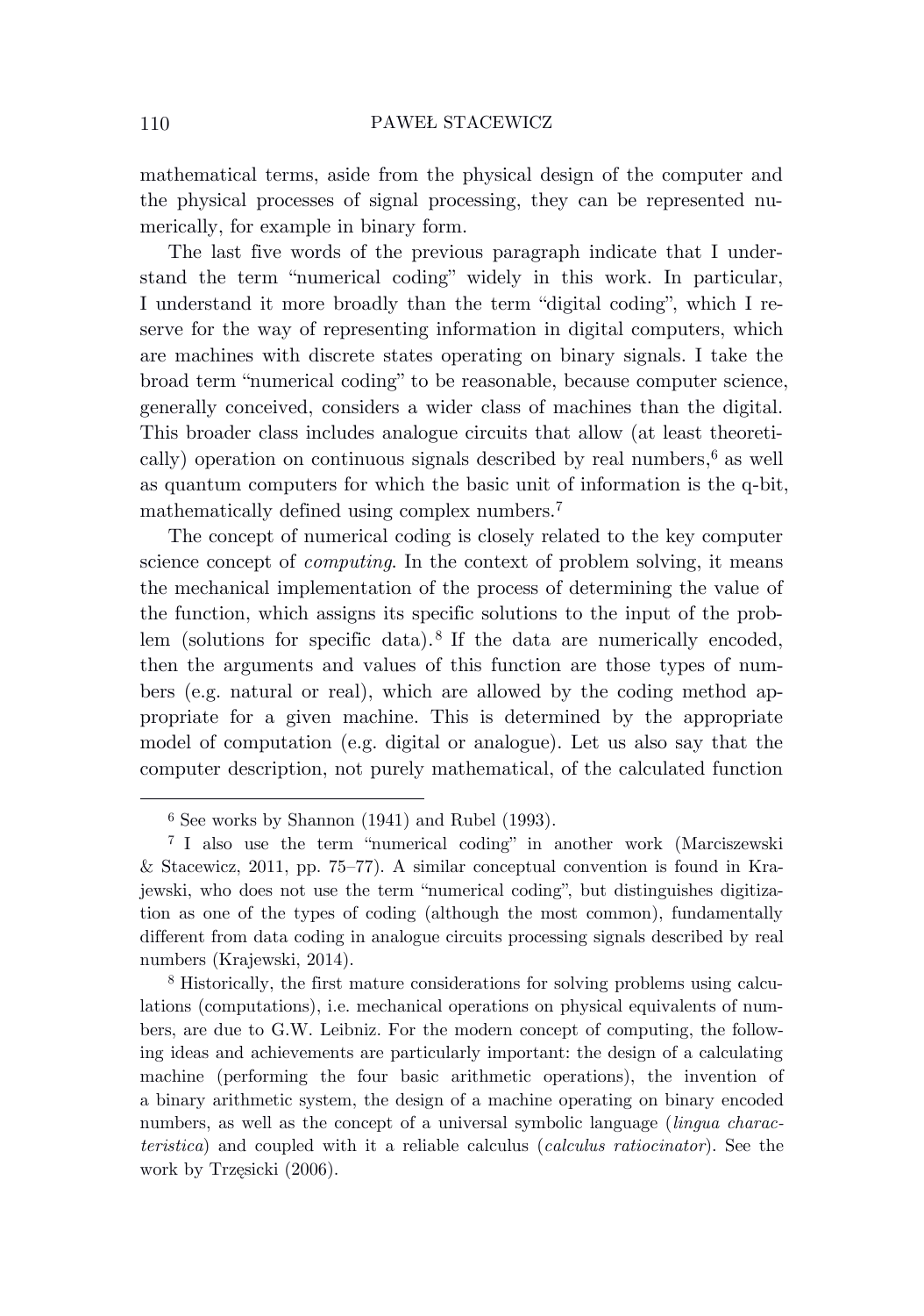mathematical terms, aside from the physical design of the computer and the physical processes of signal processing, they can be represented numerically, for example in binary form.

The last five words of the previous paragraph indicate that I understand the term "numerical coding" widely in this work. In particular, I understand it more broadly than the term "digital coding", which I reserve for the way of representing information in digital computers, which are machines with discrete states operating on binary signals. I take the broad term "numerical coding" to be reasonable, because computer science, generally conceived, considers a wider class of machines than the digital. This broader class includes analogue circuits that allow (at least theoretically) operation on continuous signals described by real numbers,[6] as well as quantum computers for which the basic unit of information is the q-bit, mathematically defined using complex numbers.[7]

The concept of numerical coding is closely related to the key computer science concept of *computing*. In the context of problem solving, it means the mechanical implementation of the process of determining the value of the function, which assigns its specific solutions to the input of the problem (solutions for specific data).[8] If the data are numerically encoded, then the arguments and values of this function are those types of numbers (e.g. natural or real), which are allowed by the coding method appropriate for a given machine. This is determined by the appropriate model of computation (e.g. digital or analogue). Let us also say that the computer description, not purely mathematical, of the calculated function

---

[6] See works by Shannon (1941) and Rubel (1993).

[7] I also use the term "numerical coding" in another work (Marciszewski & Stacewicz, 2011, pp. 75–77). A similar conceptual convention is found in Krajewski, who does not use the term "numerical coding", but distinguishes digitization as one of the types of coding (although the most common), fundamentally different from data coding in analogue circuits processing signals described by real numbers (Krajewski, 2014).

[8] Historically, the first mature considerations for solving problems using calculations (computations), i.e. mechanical operations on physical equivalents of numbers, are due to G.W. Leibniz. For the modern concept of computing, the following ideas and achievements are particularly important: the design of a calculating machine (performing the four basic arithmetic operations), the invention of a binary arithmetic system, the design of a machine operating on binary encoded numbers, as well as the concept of a universal symbolic language (*lingua characteristica*) and coupled with it a reliable calculus (*calculus ratiocinator*). See the work by Trzęsicki (2006).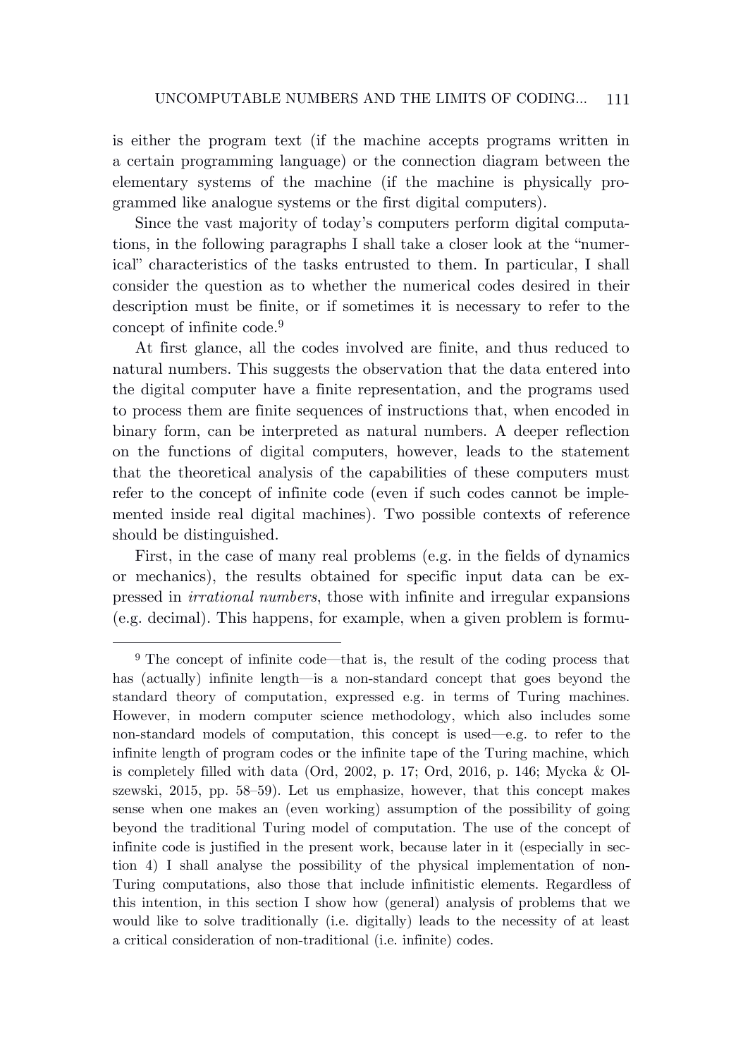is either the program text (if the machine accepts programs written in a certain programming language) or the connection diagram between the elementary systems of the machine (if the machine is physically programmed like analogue systems or the first digital computers).

Since the vast majority of today's computers perform digital computations, in the following paragraphs I shall take a closer look at the "numerical" characteristics of the tasks entrusted to them. In particular, I shall consider the question as to whether the numerical codes desired in their description must be finite, or if sometimes it is necessary to refer to the concept of infinite code.[9]

At first glance, all the codes involved are finite, and thus reduced to natural numbers. This suggests the observation that the data entered into the digital computer have a finite representation, and the programs used to process them are finite sequences of instructions that, when encoded in binary form, can be interpreted as natural numbers. A deeper reflection on the functions of digital computers, however, leads to the statement that the theoretical analysis of the capabilities of these computers must refer to the concept of infinite code (even if such codes cannot be implemented inside real digital machines). Two possible contexts of reference should be distinguished.

First, in the case of many real problems (e.g. in the fields of dynamics or mechanics), the results obtained for specific input data can be expressed in *irrational numbers*, those with infinite and irregular expansions (e.g. decimal). This happens, for example, when a given problem is formu-

---

[9] The concept of infinite code—that is, the result of the coding process that has (actually) infinite length—is a non-standard concept that goes beyond the standard theory of computation, expressed e.g. in terms of Turing machines. However, in modern computer science methodology, which also includes some non-standard models of computation, this concept is used—e.g. to refer to the infinite length of program codes or the infinite tape of the Turing machine, which is completely filled with data (Ord, 2002, p. 17; Ord, 2016, p. 146; Mycka & Olszewski, 2015, pp. 58–59). Let us emphasize, however, that this concept makes sense when one makes an (even working) assumption of the possibility of going beyond the traditional Turing model of computation. The use of the concept of infinite code is justified in the present work, because later in it (especially in section 4) I shall analyse the possibility of the physical implementation of non-Turing computations, also those that include infinitistic elements. Regardless of this intention, in this section I show how (general) analysis of problems that we would like to solve traditionally (i.e. digitally) leads to the necessity of at least a critical consideration of non-traditional (i.e. infinite) codes.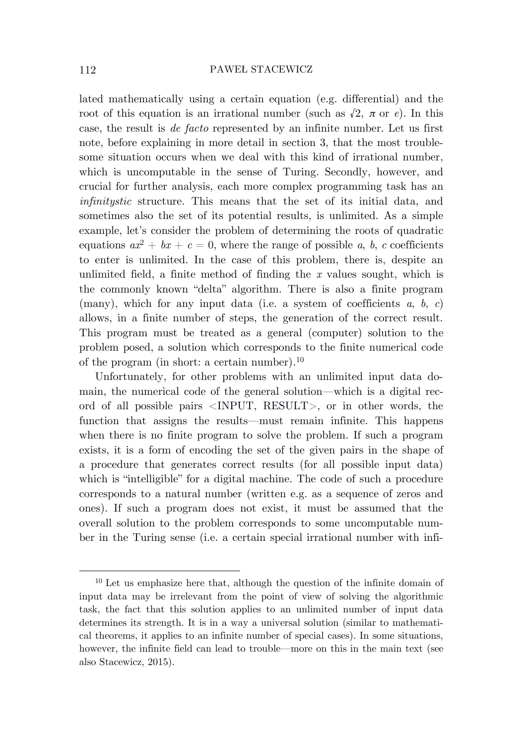lated mathematically using a certain equation (e.g. differential) and the root of this equation is an irrational number (such as $\sqrt{2}$, $\pi$ or $e$). In this case, the result is *de facto* represented by an infinite number. Let us first note, before explaining in more detail in section 3, that the most troublesome situation occurs when we deal with this kind of irrational number, which is uncomputable in the sense of Turing. Secondly, however, and crucial for further analysis, each more complex programming task has an *infinitystic* structure. This means that the set of its initial data, and sometimes also the set of its potential results, is unlimited. As a simple example, let's consider the problem of determining the roots of quadratic equations $ax^2 + bx + c = 0$, where the range of possible $a$, $b$, $c$ coefficients to enter is unlimited. In the case of this problem, there is, despite an unlimited field, a finite method of finding the $x$ values sought, which is the commonly known "delta" algorithm. There is also a finite program (many), which for any input data (i.e. a system of coefficients $a$, $b$, $c$) allows, in a finite number of steps, the generation of the correct result. This program must be treated as a general (computer) solution to the problem posed, a solution which corresponds to the finite numerical code of the program (in short: a certain number).[10]

Unfortunately, for other problems with an unlimited input data domain, the numerical code of the general solution—which is a digital record of all possible pairs <INPUT, RESULT>, or in other words, the function that assigns the results—must remain infinite. This happens when there is no finite program to solve the problem. If such a program exists, it is a form of encoding the set of the given pairs in the shape of a procedure that generates correct results (for all possible input data) which is "intelligible" for a digital machine. The code of such a procedure corresponds to a natural number (written e.g. as a sequence of zeros and ones). If such a program does not exist, it must be assumed that the overall solution to the problem corresponds to some uncomputable number in the Turing sense (i.e. a certain special irrational number with infi-

---

[10] Let us emphasize here that, although the question of the infinite domain of input data may be irrelevant from the point of view of solving the algorithmic task, the fact that this solution applies to an unlimited number of input data determines its strength. It is in a way a universal solution (similar to mathematical theorems, it applies to an infinite number of special cases). In some situations, however, the infinite field can lead to trouble—more on this in the main text (see also Stacewicz, 2015).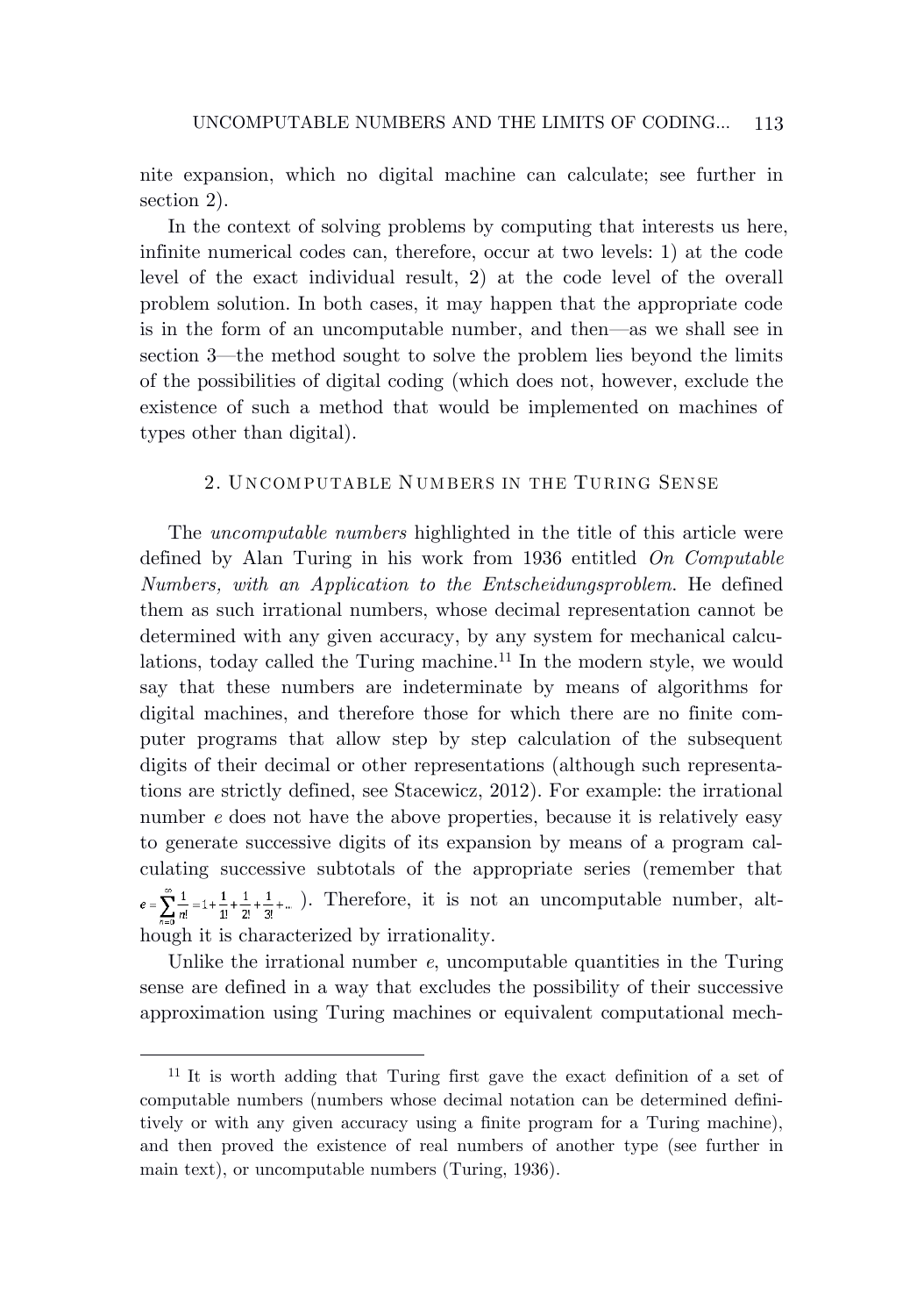nite expansion, which no digital machine can calculate; see further in section 2).

In the context of solving problems by computing that interests us here, infinite numerical codes can, therefore, occur at two levels: 1) at the code level of the exact individual result, 2) at the code level of the overall problem solution. In both cases, it may happen that the appropriate code is in the form of an uncomputable number, and then—as we shall see in section 3—the method sought to solve the problem lies beyond the limits of the possibilities of digital coding (which does not, however, exclude the existence of such a method that would be implemented on machines of types other than digital).

## 2. Uncomputable Numbers in the Turing Sense

The *uncomputable numbers* highlighted in the title of this article were defined by Alan Turing in his work from 1936 entitled *On Computable Numbers, with an Application to the Entscheidungsproblem*. He defined them as such irrational numbers, whose decimal representation cannot be determined with any given accuracy, by any system for mechanical calculations, today called the Turing machine.[11] In the modern style, we would say that these numbers are indeterminate by means of algorithms for digital machines, and therefore those for which there are no finite computer programs that allow step by step calculation of the subsequent digits of their decimal or other representations (although such representations are strictly defined, see Stacewicz, 2012). For example: the irrational number $e$ does not have the above properties, because it is relatively easy to generate successive digits of its expansion by means of a program calculating successive subtotals of the appropriate series (remember that $e = \sum_{n=0}^{\infty} \frac{1}{n!} = 1 + \frac{1}{1!} + \frac{1}{2!} + \frac{1}{3!} + \dots$ ). Therefore, it is not an uncomputable number, although it is characterized by irrationality.

Unlike the irrational number $e$, uncomputable quantities in the Turing sense are defined in a way that excludes the possibility of their successive approximation using Turing machines or equivalent computational mech-

[11] It is worth adding that Turing first gave the exact definition of a set of computable numbers (numbers whose decimal notation can be determined definitively or with any given accuracy using a finite program for a Turing machine), and then proved the existence of real numbers of another type (see further in main text), or uncomputable numbers (Turing, 1936).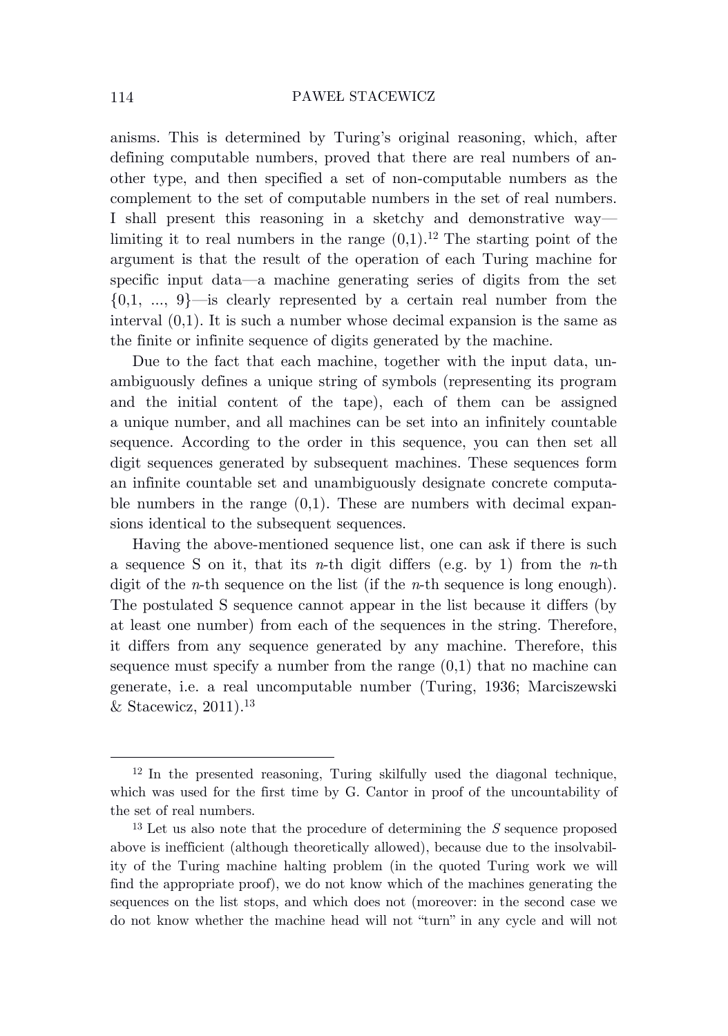anisms. This is determined by Turing's original reasoning, which, after defining computable numbers, proved that there are real numbers of another type, and then specified a set of non-computable numbers as the complement to the set of computable numbers in the set of real numbers. I shall present this reasoning in a sketchy and demonstrative way—limiting it to real numbers in the range (0,1).[12] The starting point of the argument is that the result of the operation of each Turing machine for specific input data—a machine generating series of digits from the set {0,1, ..., 9}—is clearly represented by a certain real number from the interval (0,1). It is such a number whose decimal expansion is the same as the finite or infinite sequence of digits generated by the machine.

Due to the fact that each machine, together with the input data, unambiguously defines a unique string of symbols (representing its program and the initial content of the tape), each of them can be assigned a unique number, and all machines can be set into an infinitely countable sequence. According to the order in this sequence, you can then set all digit sequences generated by subsequent machines. These sequences form an infinite countable set and unambiguously designate concrete computable numbers in the range (0,1). These are numbers with decimal expansions identical to the subsequent sequences.

Having the above-mentioned sequence list, one can ask if there is such a sequence S on it, that its $n$-th digit differs (e.g. by 1) from the $n$-th digit of the $n$-th sequence on the list (if the $n$-th sequence is long enough). The postulated S sequence cannot appear in the list because it differs (by at least one number) from each of the sequences in the string. Therefore, it differs from any sequence generated by any machine. Therefore, this sequence must specify a number from the range (0,1) that no machine can generate, i.e. a real uncomputable number (Turing, 1936; Marciszewski & Stacewicz, 2011).[13]

---

[12] In the presented reasoning, Turing skilfully used the diagonal technique, which was used for the first time by G. Cantor in proof of the uncountability of the set of real numbers.

[13] Let us also note that the procedure of determining the *S* sequence proposed above is inefficient (although theoretically allowed), because due to the insolvability of the Turing machine halting problem (in the quoted Turing work we will find the appropriate proof), we do not know which of the machines generating the sequences on the list stops, and which does not (moreover: in the second case we do not know whether the machine head will not "turn" in any cycle and will not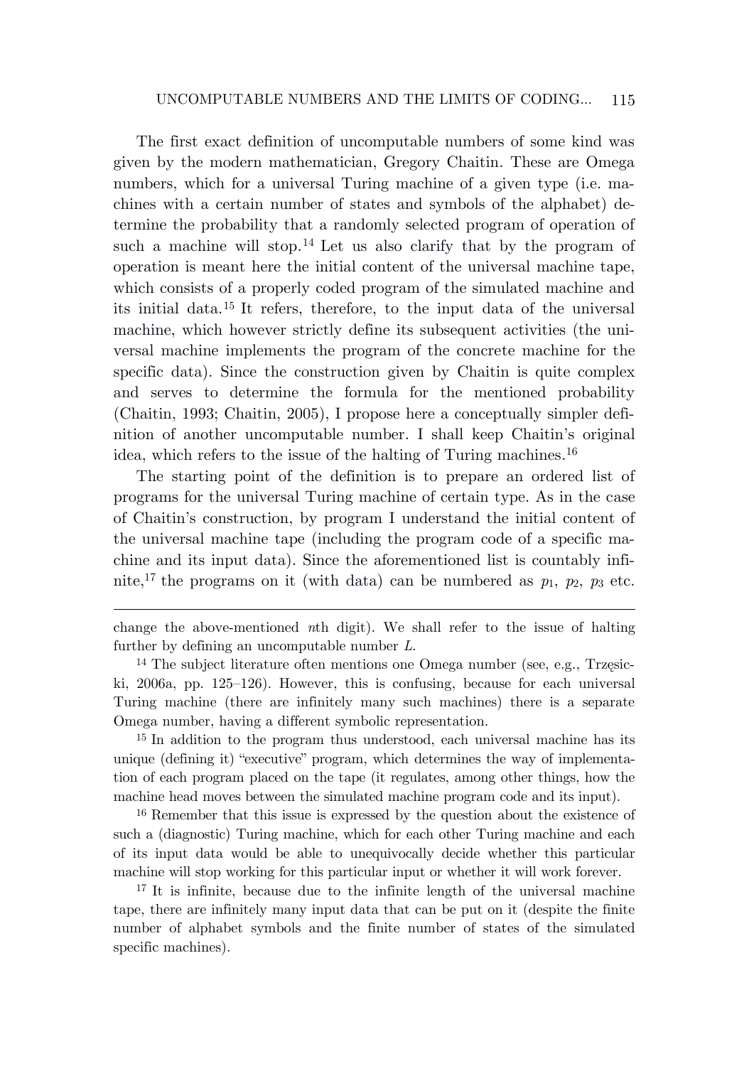The first exact definition of uncomputable numbers of some kind was given by the modern mathematician, Gregory Chaitin. These are Omega numbers, which for a universal Turing machine of a given type (i.e. machines with a certain number of states and symbols of the alphabet) determine the probability that a randomly selected program of operation of such a machine will stop.[14] Let us also clarify that by the program of operation is meant here the initial content of the universal machine tape, which consists of a properly coded program of the simulated machine and its initial data.[15] It refers, therefore, to the input data of the universal machine, which however strictly define its subsequent activities (the universal machine implements the program of the concrete machine for the specific data). Since the construction given by Chaitin is quite complex and serves to determine the formula for the mentioned probability (Chaitin, 1993; Chaitin, 2005), I propose here a conceptually simpler definition of another uncomputable number. I shall keep Chaitin's original idea, which refers to the issue of the halting of Turing machines.[16]

The starting point of the definition is to prepare an ordered list of programs for the universal Turing machine of certain type. As in the case of Chaitin's construction, by program I understand the initial content of the universal machine tape (including the program code of a specific machine and its input data). Since the aforementioned list is countably infinite,[17] the programs on it (with data) can be numbered as $p_1$, $p_2$, $p_3$ etc.

---

change the above-mentioned $n$th digit). We shall refer to the issue of halting further by defining an uncomputable number $L$.

[14] The subject literature often mentions one Omega number (see, e.g., Trzęsicki, 2006a, pp. 125–126). However, this is confusing, because for each universal Turing machine (there are infinitely many such machines) there is a separate Omega number, having a different symbolic representation.

[15] In addition to the program thus understood, each universal machine has its unique (defining it) "executive" program, which determines the way of implementation of each program placed on the tape (it regulates, among other things, how the machine head moves between the simulated machine program code and its input).

[16] Remember that this issue is expressed by the question about the existence of such a (diagnostic) Turing machine, which for each other Turing machine and each of its input data would be able to unequivocally decide whether this particular machine will stop working for this particular input or whether it will work forever.

[17] It is infinite, because due to the infinite length of the universal machine tape, there are infinitely many input data that can be put on it (despite the finite number of alphabet symbols and the finite number of states of the simulated specific machines).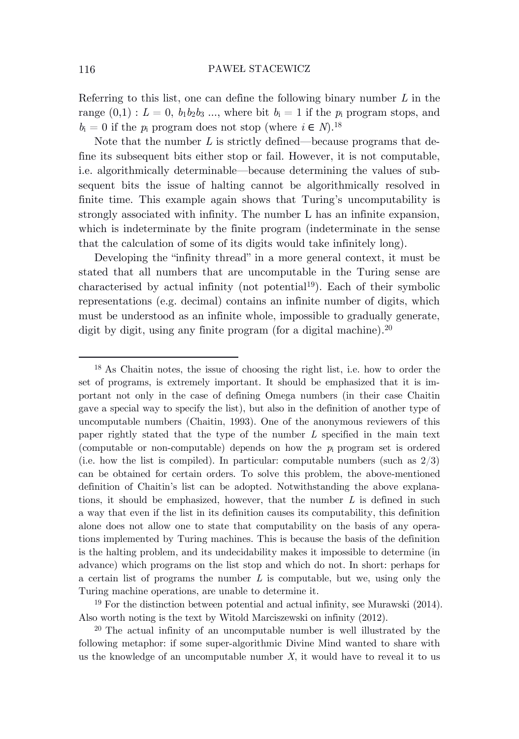Referring to this list, one can define the following binary number $L$ in the range $(0,1)$ : $L = 0,\ b_1b_2b_3 ...$, where bit $b_i = 1$ if the $p_i$ program stops, and $b_i = 0$ if the $p_i$ program does not stop (where $i \in N$).[18]

Note that the number $L$ is strictly defined—because programs that define its subsequent bits either stop or fail. However, it is not computable, i.e. algorithmically determinable—because determining the values of subsequent bits the issue of halting cannot be algorithmically resolved in finite time. This example again shows that Turing's uncomputability is strongly associated with infinity. The number L has an infinite expansion, which is indeterminate by the finite program (indeterminate in the sense that the calculation of some of its digits would take infinitely long).

Developing the "infinity thread" in a more general context, it must be stated that all numbers that are uncomputable in the Turing sense are characterised by actual infinity (not potential[19]). Each of their symbolic representations (e.g. decimal) contains an infinite number of digits, which must be understood as an infinite whole, impossible to gradually generate, digit by digit, using any finite program (for a digital machine).[20]

---

[18] As Chaitin notes, the issue of choosing the right list, i.e. how to order the set of programs, is extremely important. It should be emphasized that it is important not only in the case of defining Omega numbers (in their case Chaitin gave a special way to specify the list), but also in the definition of another type of uncomputable numbers (Chaitin, 1993). One of the anonymous reviewers of this paper rightly stated that the type of the number $L$ specified in the main text (computable or non-computable) depends on how the $p_i$ program set is ordered (i.e. how the list is compiled). In particular: computable numbers (such as 2/3) can be obtained for certain orders. To solve this problem, the above-mentioned definition of Chaitin's list can be adopted. Notwithstanding the above explanations, it should be emphasized, however, that the number $L$ is defined in such a way that even if the list in its definition causes its computability, this definition alone does not allow one to state that computability on the basis of any operations implemented by Turing machines. This is because the basis of the definition is the halting problem, and its undecidability makes it impossible to determine (in advance) which programs on the list stop and which do not. In short: perhaps for a certain list of programs the number $L$ is computable, but we, using only the Turing machine operations, are unable to determine it.

[19] For the distinction between potential and actual infinity, see Murawski (2014). Also worth noting is the text by Witold Marciszewski on infinity (2012).

[20] The actual infinity of an uncomputable number is well illustrated by the following metaphor: if some super-algorithmic Divine Mind wanted to share with us the knowledge of an uncomputable number $X$, it would have to reveal it to us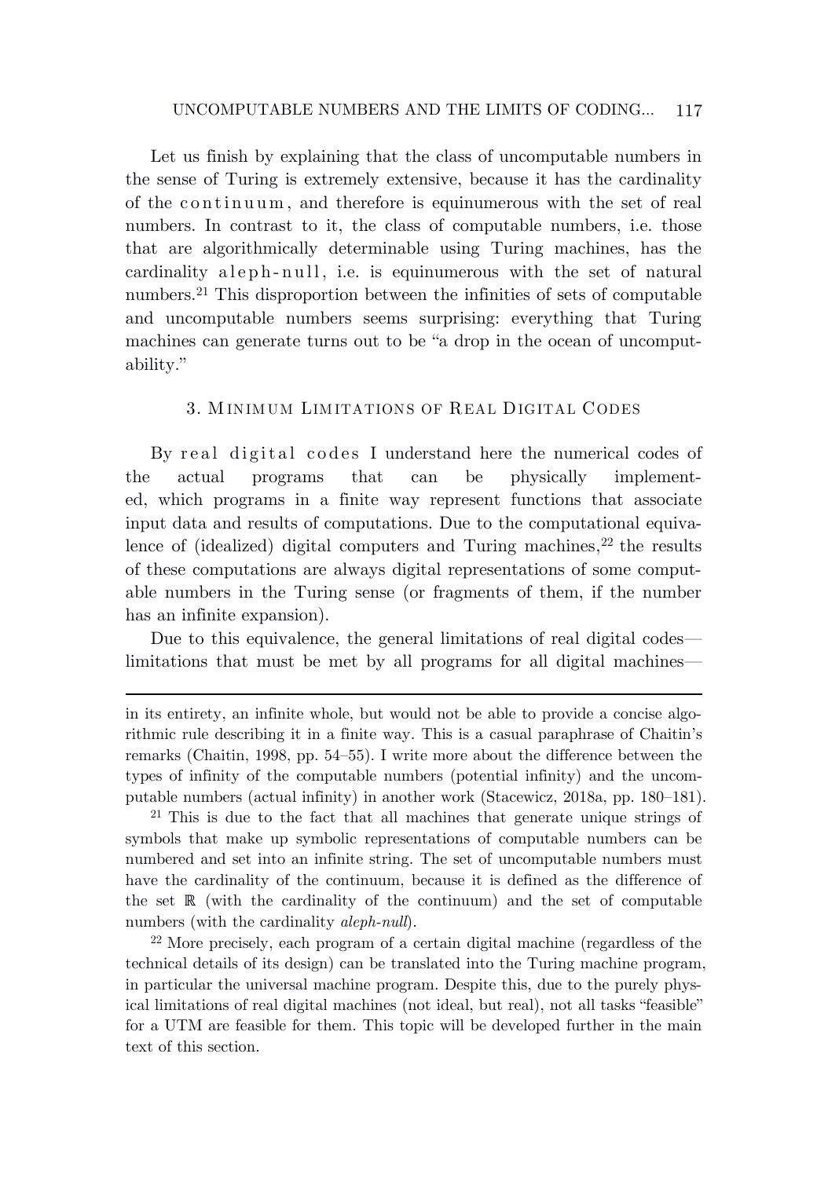Let us finish by explaining that the class of uncomputable numbers in the sense of Turing is extremely extensive, because it has the cardinality of the continuum, and therefore is equinumerous with the set of real numbers. In contrast to it, the class of computable numbers, i.e. those that are algorithmically determinable using Turing machines, has the cardinality aleph-null, i.e. is equinumerous with the set of natural numbers.[21] This disproportion between the infinities of sets of computable and uncomputable numbers seems surprising: everything that Turing machines can generate turns out to be "a drop in the ocean of uncomputability."

## 3. Minimum Limitations of Real Digital Codes

By real digital codes I understand here the numerical codes of the actual programs that can be physically implemented, which programs in a finite way represent functions that associate input data and results of computations. Due to the computational equivalence of (idealized) digital computers and Turing machines,[22] the results of these computations are always digital representations of some computable numbers in the Turing sense (or fragments of them, if the number has an infinite expansion).

Due to this equivalence, the general limitations of real digital codes—limitations that must be met by all programs for all digital machines—

---

in its entirety, an infinite whole, but would not be able to provide a concise algorithmic rule describing it in a finite way. This is a casual paraphrase of Chaitin's remarks (Chaitin, 1998, pp. 54–55). I write more about the difference between the types of infinity of the computable numbers (potential infinity) and the uncomputable numbers (actual infinity) in another work (Stacewicz, 2018a, pp. 180–181).

[21] This is due to the fact that all machines that generate unique strings of symbols that make up symbolic representations of computable numbers can be numbered and set into an infinite string. The set of uncomputable numbers must have the cardinality of the continuum, because it is defined as the difference of the set $\mathbb{R}$ (with the cardinality of the continuum) and the set of computable numbers (with the cardinality *aleph-null*).

[22] More precisely, each program of a certain digital machine (regardless of the technical details of its design) can be translated into the Turing machine program, in particular the universal machine program. Despite this, due to the purely physical limitations of real digital machines (not ideal, but real), not all tasks "feasible" for a UTM are feasible for them. This topic will be developed further in the main text of this section.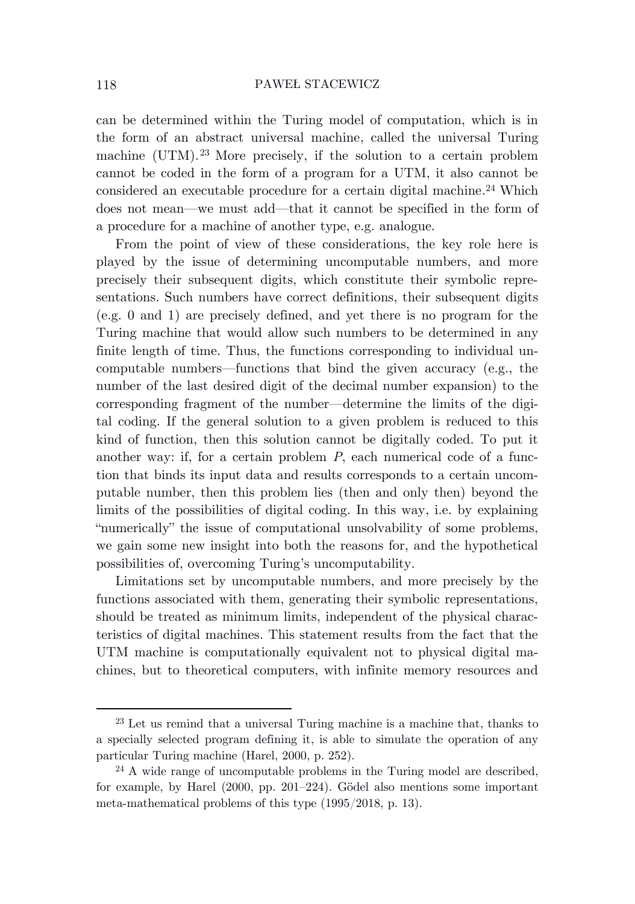can be determined within the Turing model of computation, which is in the form of an abstract universal machine, called the universal Turing machine (UTM).[23] More precisely, if the solution to a certain problem cannot be coded in the form of a program for a UTM, it also cannot be considered an executable procedure for a certain digital machine.[24] Which does not mean—we must add—that it cannot be specified in the form of a procedure for a machine of another type, e.g. analogue.

From the point of view of these considerations, the key role here is played by the issue of determining uncomputable numbers, and more precisely their subsequent digits, which constitute their symbolic representations. Such numbers have correct definitions, their subsequent digits (e.g. 0 and 1) are precisely defined, and yet there is no program for the Turing machine that would allow such numbers to be determined in any finite length of time. Thus, the functions corresponding to individual uncomputable numbers—functions that bind the given accuracy (e.g., the number of the last desired digit of the decimal number expansion) to the corresponding fragment of the number—determine the limits of the digital coding. If the general solution to a given problem is reduced to this kind of function, then this solution cannot be digitally coded. To put it another way: if, for a certain problem $P$, each numerical code of a function that binds its input data and results corresponds to a certain uncomputable number, then this problem lies (then and only then) beyond the limits of the possibilities of digital coding. In this way, i.e. by explaining "numerically" the issue of computational unsolvability of some problems, we gain some new insight into both the reasons for, and the hypothetical possibilities of, overcoming Turing's uncomputability.

Limitations set by uncomputable numbers, and more precisely by the functions associated with them, generating their symbolic representations, should be treated as minimum limits, independent of the physical characteristics of digital machines. This statement results from the fact that the UTM machine is computationally equivalent not to physical digital machines, but to theoretical computers, with infinite memory resources and

---

[23] Let us remind that a universal Turing machine is a machine that, thanks to a specially selected program defining it, is able to simulate the operation of any particular Turing machine (Harel, 2000, p. 252).

[24] A wide range of uncomputable problems in the Turing model are described, for example, by Harel (2000, pp. 201–224). Gödel also mentions some important meta-mathematical problems of this type (1995/2018, p. 13).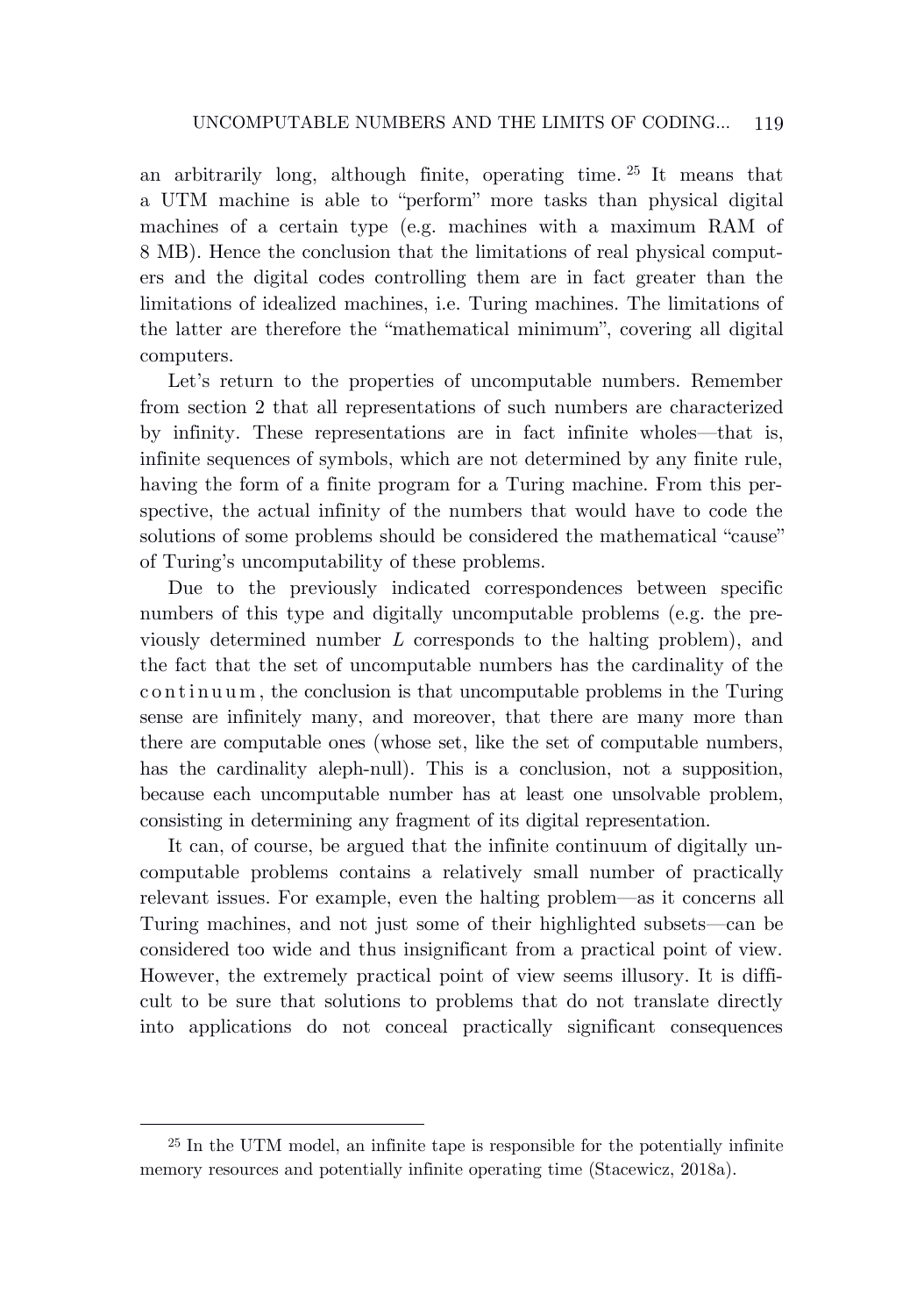an arbitrarily long, although finite, operating time.[25] It means that a UTM machine is able to "perform" more tasks than physical digital machines of a certain type (e.g. machines with a maximum RAM of 8 MB). Hence the conclusion that the limitations of real physical computers and the digital codes controlling them are in fact greater than the limitations of idealized machines, i.e. Turing machines. The limitations of the latter are therefore the "mathematical minimum", covering all digital computers.

Let's return to the properties of uncomputable numbers. Remember from section 2 that all representations of such numbers are characterized by infinity. These representations are in fact infinite wholes—that is, infinite sequences of symbols, which are not determined by any finite rule, having the form of a finite program for a Turing machine. From this perspective, the actual infinity of the numbers that would have to code the solutions of some problems should be considered the mathematical "cause" of Turing's uncomputability of these problems.

Due to the previously indicated correspondences between specific numbers of this type and digitally uncomputable problems (e.g. the previously determined number $L$ corresponds to the halting problem), and the fact that the set of uncomputable numbers has the cardinality of the continuum, the conclusion is that uncomputable problems in the Turing sense are infinitely many, and moreover, that there are many more than there are computable ones (whose set, like the set of computable numbers, has the cardinality aleph-null). This is a conclusion, not a supposition, because each uncomputable number has at least one unsolvable problem, consisting in determining any fragment of its digital representation.

It can, of course, be argued that the infinite continuum of digitally uncomputable problems contains a relatively small number of practically relevant issues. For example, even the halting problem—as it concerns all Turing machines, and not just some of their highlighted subsets—can be considered too wide and thus insignificant from a practical point of view. However, the extremely practical point of view seems illusory. It is difficult to be sure that solutions to problems that do not translate directly into applications do not conceal practically significant consequences

[25] In the UTM model, an infinite tape is responsible for the potentially infinite memory resources and potentially infinite operating time (Stacewicz, 2018a).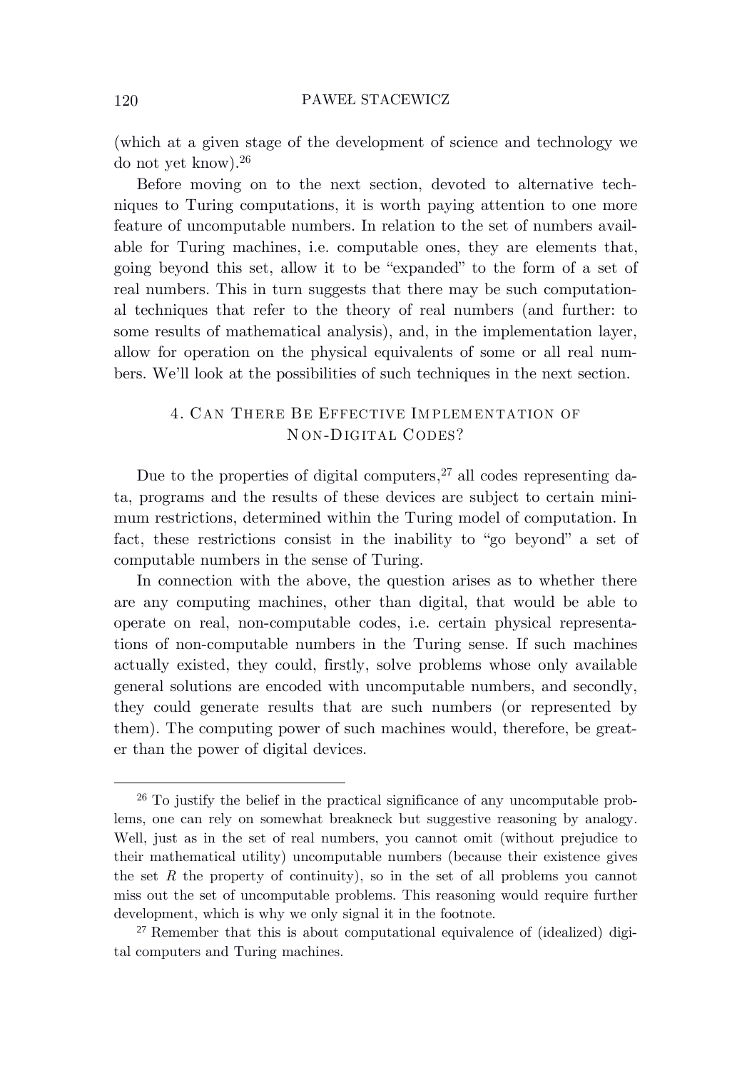(which at a given stage of the development of science and technology we do not yet know).[26]

Before moving on to the next section, devoted to alternative techniques to Turing computations, it is worth paying attention to one more feature of uncomputable numbers. In relation to the set of numbers available for Turing machines, i.e. computable ones, they are elements that, going beyond this set, allow it to be "expanded" to the form of a set of real numbers. This in turn suggests that there may be such computational techniques that refer to the theory of real numbers (and further: to some results of mathematical analysis), and, in the implementation layer, allow for operation on the physical equivalents of some or all real numbers. We'll look at the possibilities of such techniques in the next section.

## 4. Can There Be Effective Implementation of Non-Digital Codes?

Due to the properties of digital computers,[27] all codes representing data, programs and the results of these devices are subject to certain minimum restrictions, determined within the Turing model of computation. In fact, these restrictions consist in the inability to "go beyond" a set of computable numbers in the sense of Turing.

In connection with the above, the question arises as to whether there are any computing machines, other than digital, that would be able to operate on real, non-computable codes, i.e. certain physical representations of non-computable numbers in the Turing sense. If such machines actually existed, they could, firstly, solve problems whose only available general solutions are encoded with uncomputable numbers, and secondly, they could generate results that are such numbers (or represented by them). The computing power of such machines would, therefore, be greater than the power of digital devices.

---

[26] To justify the belief in the practical significance of any uncomputable problems, one can rely on somewhat breakneck but suggestive reasoning by analogy. Well, just as in the set of real numbers, you cannot omit (without prejudice to their mathematical utility) uncomputable numbers (because their existence gives the set $R$ the property of continuity), so in the set of all problems you cannot miss out the set of uncomputable problems. This reasoning would require further development, which is why we only signal it in the footnote.

[27] Remember that this is about computational equivalence of (idealized) digital computers and Turing machines.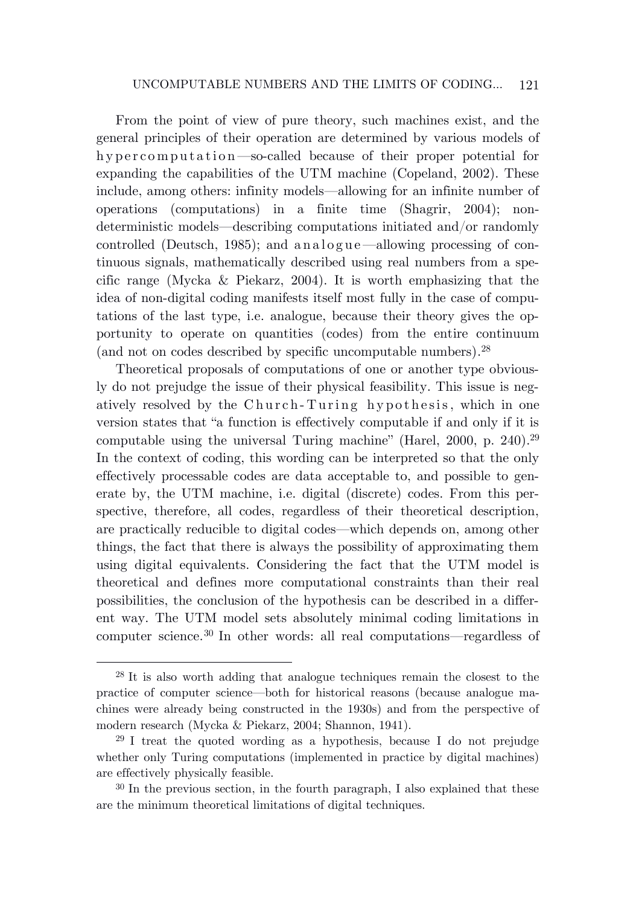From the point of view of pure theory, such machines exist, and the general principles of their operation are determined by various models of *hypercomputation*—so-called because of their proper potential for expanding the capabilities of the UTM machine (Copeland, 2002). These include, among others: infinity models—allowing for an infinite number of operations (computations) in a finite time (Shagrir, 2004); non-deterministic models—describing computations initiated and/or randomly controlled (Deutsch, 1985); and *analogue*—allowing processing of continuous signals, mathematically described using real numbers from a specific range (Mycka & Piekarz, 2004). It is worth emphasizing that the idea of non-digital coding manifests itself most fully in the case of computations of the last type, i.e. analogue, because their theory gives the opportunity to operate on quantities (codes) from the entire continuum (and not on codes described by specific uncomputable numbers).[28]

Theoretical proposals of computations of one or another type obviously do not prejudge the issue of their physical feasibility. This issue is negatively resolved by the *Church-Turing hypothesis*, which in one version states that "a function is effectively computable if and only if it is computable using the universal Turing machine" (Harel, 2000, p. 240).[29] In the context of coding, this wording can be interpreted so that the only effectively processable codes are data acceptable to, and possible to generate by, the UTM machine, i.e. digital (discrete) codes. From this perspective, therefore, all codes, regardless of their theoretical description, are practically reducible to digital codes—which depends on, among other things, the fact that there is always the possibility of approximating them using digital equivalents. Considering the fact that the UTM model is theoretical and defines more computational constraints than their real possibilities, the conclusion of the hypothesis can be described in a different way. The UTM model sets absolutely minimal coding limitations in computer science.[30] In other words: all real computations—regardless of

---

[28] It is also worth adding that analogue techniques remain the closest to the practice of computer science—both for historical reasons (because analogue machines were already being constructed in the 1930s) and from the perspective of modern research (Mycka & Piekarz, 2004; Shannon, 1941).

[29] I treat the quoted wording as a hypothesis, because I do not prejudge whether only Turing computations (implemented in practice by digital machines) are effectively physically feasible.

[30] In the previous section, in the fourth paragraph, I also explained that these are the minimum theoretical limitations of digital techniques.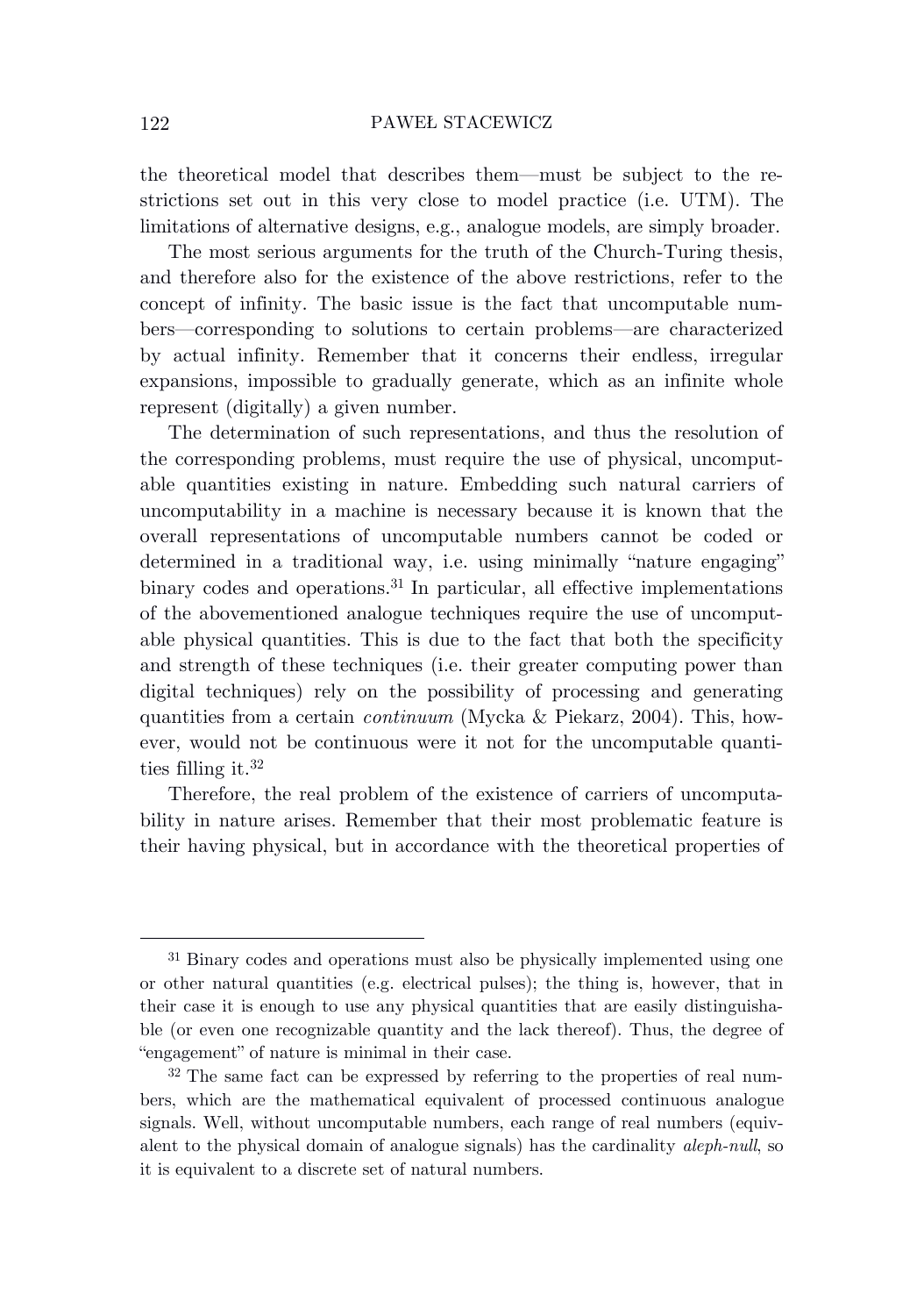the theoretical model that describes them—must be subject to the restrictions set out in this very close to model practice (i.e. UTM). The limitations of alternative designs, e.g., analogue models, are simply broader.

The most serious arguments for the truth of the Church-Turing thesis, and therefore also for the existence of the above restrictions, refer to the concept of infinity. The basic issue is the fact that uncomputable numbers—corresponding to solutions to certain problems—are characterized by actual infinity. Remember that it concerns their endless, irregular expansions, impossible to gradually generate, which as an infinite whole represent (digitally) a given number.

The determination of such representations, and thus the resolution of the corresponding problems, must require the use of physical, uncomputable quantities existing in nature. Embedding such natural carriers of uncomputability in a machine is necessary because it is known that the overall representations of uncomputable numbers cannot be coded or determined in a traditional way, i.e. using minimally "nature engaging" binary codes and operations.[31] In particular, all effective implementations of the abovementioned analogue techniques require the use of uncomputable physical quantities. This is due to the fact that both the specificity and strength of these techniques (i.e. their greater computing power than digital techniques) rely on the possibility of processing and generating quantities from a certain *continuum* (Mycka & Piekarz, 2004). This, however, would not be continuous were it not for the uncomputable quantities filling it.[32]

Therefore, the real problem of the existence of carriers of uncomputability in nature arises. Remember that their most problematic feature is their having physical, but in accordance with the theoretical properties of

---

[31] Binary codes and operations must also be physically implemented using one or other natural quantities (e.g. electrical pulses); the thing is, however, that in their case it is enough to use any physical quantities that are easily distinguishable (or even one recognizable quantity and the lack thereof). Thus, the degree of "engagement" of nature is minimal in their case.

[32] The same fact can be expressed by referring to the properties of real numbers, which are the mathematical equivalent of processed continuous analogue signals. Well, without uncomputable numbers, each range of real numbers (equivalent to the physical domain of analogue signals) has the cardinality *aleph-null*, so it is equivalent to a discrete set of natural numbers.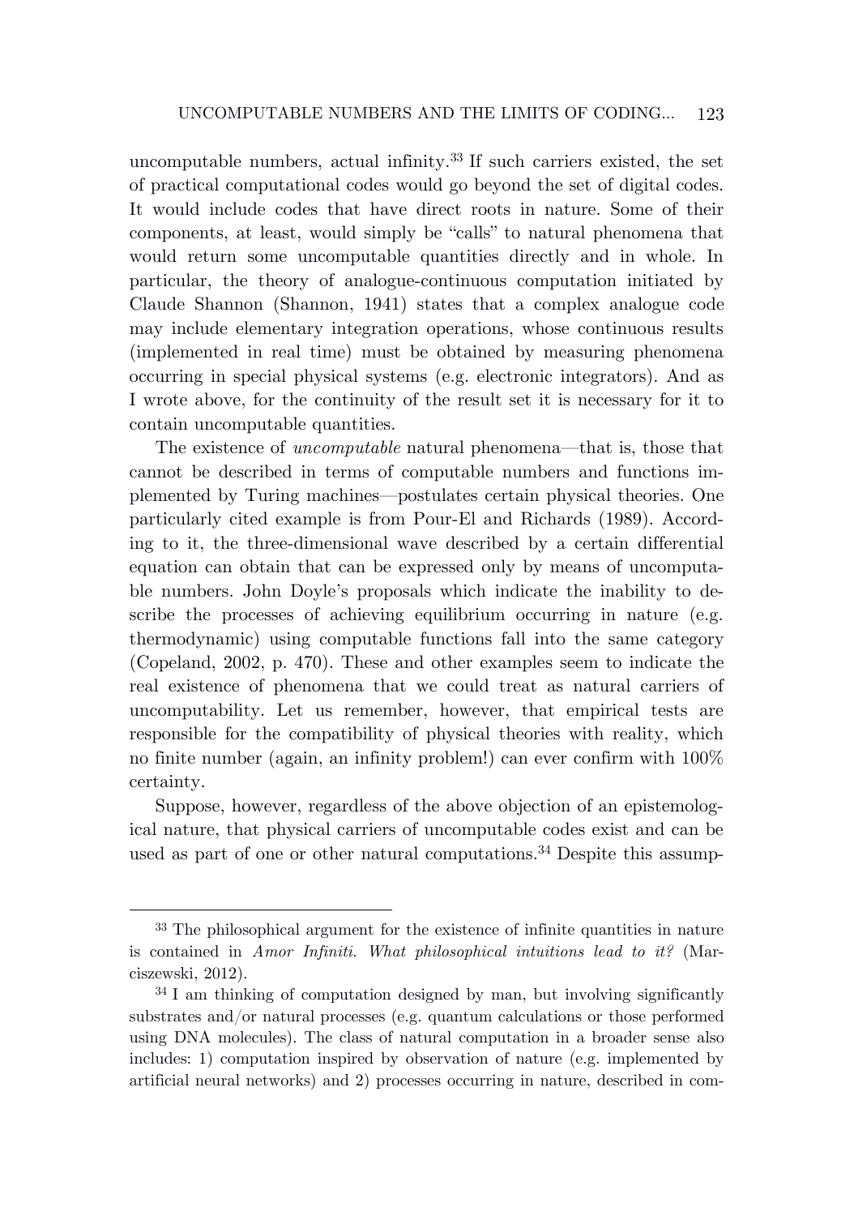uncomputable numbers, actual infinity.[33] If such carriers existed, the set of practical computational codes would go beyond the set of digital codes. It would include codes that have direct roots in nature. Some of their components, at least, would simply be "calls" to natural phenomena that would return some uncomputable quantities directly and in whole. In particular, the theory of analogue-continuous computation initiated by Claude Shannon (Shannon, 1941) states that a complex analogue code may include elementary integration operations, whose continuous results (implemented in real time) must be obtained by measuring phenomena occurring in special physical systems (e.g. electronic integrators). And as I wrote above, for the continuity of the result set it is necessary for it to contain uncomputable quantities.

The existence of *uncomputable* natural phenomena—that is, those that cannot be described in terms of computable numbers and functions implemented by Turing machines—postulates certain physical theories. One particularly cited example is from Pour-El and Richards (1989). According to it, the three-dimensional wave described by a certain differential equation can obtain that can be expressed only by means of uncomputable numbers. John Doyle's proposals which indicate the inability to describe the processes of achieving equilibrium occurring in nature (e.g. thermodynamic) using computable functions fall into the same category (Copeland, 2002, p. 470). These and other examples seem to indicate the real existence of phenomena that we could treat as natural carriers of uncomputability. Let us remember, however, that empirical tests are responsible for the compatibility of physical theories with reality, which no finite number (again, an infinity problem!) can ever confirm with 100% certainty.

Suppose, however, regardless of the above objection of an epistemological nature, that physical carriers of uncomputable codes exist and can be used as part of one or other natural computations.[34] Despite this assump-

---

[33] The philosophical argument for the existence of infinite quantities in nature is contained in *Amor Infiniti. What philosophical intuitions lead to it?* (Marciszewski, 2012).

[34] I am thinking of computation designed by man, but involving significantly substrates and/or natural processes (e.g. quantum calculations or those performed using DNA molecules). The class of natural computation in a broader sense also includes: 1) computation inspired by observation of nature (e.g. implemented by artificial neural networks) and 2) processes occurring in nature, described in com-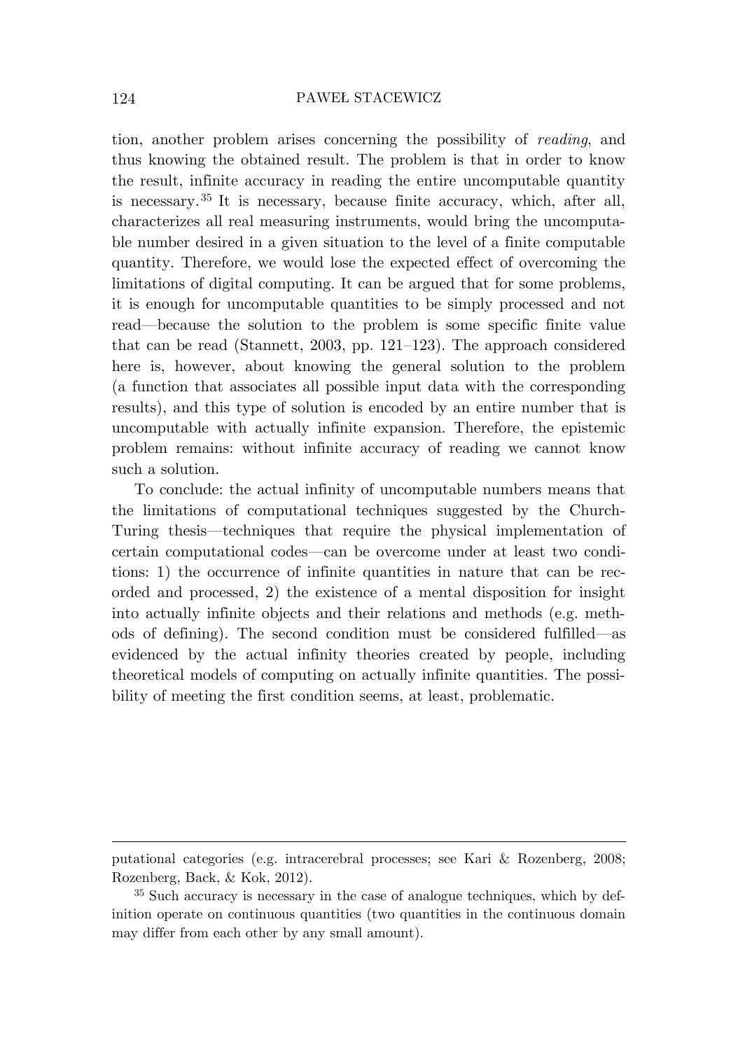tion, another problem arises concerning the possibility of *reading*, and thus knowing the obtained result. The problem is that in order to know the result, infinite accuracy in reading the entire uncomputable quantity is necessary.[35] It is necessary, because finite accuracy, which, after all, characterizes all real measuring instruments, would bring the uncomputable number desired in a given situation to the level of a finite computable quantity. Therefore, we would lose the expected effect of overcoming the limitations of digital computing. It can be argued that for some problems, it is enough for uncomputable quantities to be simply processed and not read—because the solution to the problem is some specific finite value that can be read (Stannett, 2003, pp. 121–123). The approach considered here is, however, about knowing the general solution to the problem (a function that associates all possible input data with the corresponding results), and this type of solution is encoded by an entire number that is uncomputable with actually infinite expansion. Therefore, the epistemic problem remains: without infinite accuracy of reading we cannot know such a solution.

To conclude: the actual infinity of uncomputable numbers means that the limitations of computational techniques suggested by the Church-Turing thesis—techniques that require the physical implementation of certain computational codes—can be overcome under at least two conditions: 1) the occurrence of infinite quantities in nature that can be recorded and processed, 2) the existence of a mental disposition for insight into actually infinite objects and their relations and methods (e.g. methods of defining). The second condition must be considered fulfilled—as evidenced by the actual infinity theories created by people, including theoretical models of computing on actually infinite quantities. The possibility of meeting the first condition seems, at least, problematic.

---

putational categories (e.g. intracerebral processes; see Kari & Rozenberg, 2008; Rozenberg, Back, & Kok, 2012).

[35] Such accuracy is necessary in the case of analogue techniques, which by definition operate on continuous quantities (two quantities in the continuous domain may differ from each other by any small amount).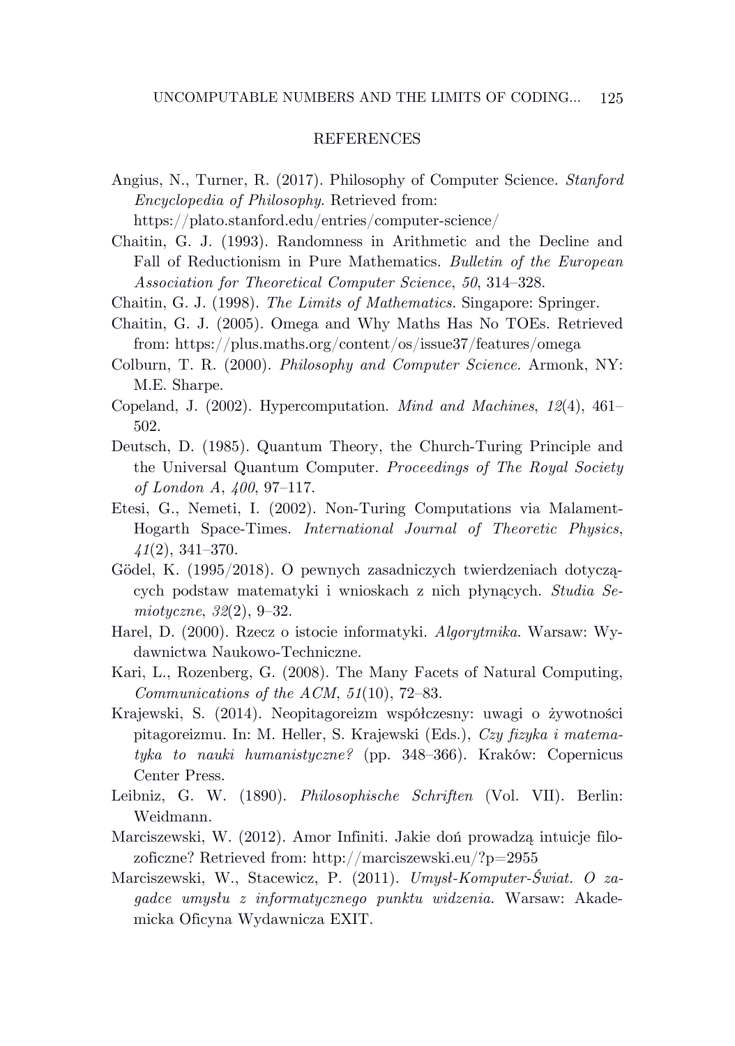## REFERENCES

Angius, N., Turner, R. (2017). Philosophy of Computer Science. *Stanford Encyclopedia of Philosophy*. Retrieved from: https://plato.stanford.edu/entries/computer-science/

Chaitin, G. J. (1993). Randomness in Arithmetic and the Decline and Fall of Reductionism in Pure Mathematics. *Bulletin of the European Association for Theoretical Computer Science*, *50*, 314–328.

Chaitin, G. J. (1998). *The Limits of Mathematics*. Singapore: Springer.

Chaitin, G. J. (2005). Omega and Why Maths Has No TOEs. Retrieved from: https://plus.maths.org/content/os/issue37/features/omega

Colburn, T. R. (2000). *Philosophy and Computer Science*. Armonk, NY: M.E. Sharpe.

Copeland, J. (2002). Hypercomputation. *Mind and Machines*, *12*(4), 461–502.

Deutsch, D. (1985). Quantum Theory, the Church-Turing Principle and the Universal Quantum Computer. *Proceedings of The Royal Society of London A*, *400*, 97–117.

Etesi, G., Nemeti, I. (2002). Non-Turing Computations via Malament-Hogarth Space-Times. *International Journal of Theoretic Physics*, *41*(2), 341–370.

Gödel, K. (1995/2018). O pewnych zasadniczych twierdzeniach dotyczących podstaw matematyki i wnioskach z nich płynących. *Studia Semiotyczne*, *32*(2), 9–32.

Harel, D. (2000). Rzecz o istocie informatyki. *Algorytmika*. Warsaw: Wydawnictwa Naukowo-Techniczne.

Kari, L., Rozenberg, G. (2008). The Many Facets of Natural Computing, *Communications of the ACM*, *51*(10), 72–83.

Krajewski, S. (2014). Neopitagoreizm współczesny: uwagi o żywotności pitagoreizmu. In: M. Heller, S. Krajewski (Eds.), *Czy fizyka i matematyka to nauki humanistyczne?* (pp. 348–366). Kraków: Copernicus Center Press.

Leibniz, G. W. (1890). *Philosophische Schriften* (Vol. VII). Berlin: Weidmann.

Marciszewski, W. (2012). Amor Infiniti. Jakie doń prowadzą intuicje filozoficzne? Retrieved from: http://marciszewski.eu/?p=2955

Marciszewski, W., Stacewicz, P. (2011). *Umysł-Komputer-Świat. O zagadce umysłu z informatycznego punktu widzenia*. Warsaw: Akademicka Oficyna Wydawnicza EXIT.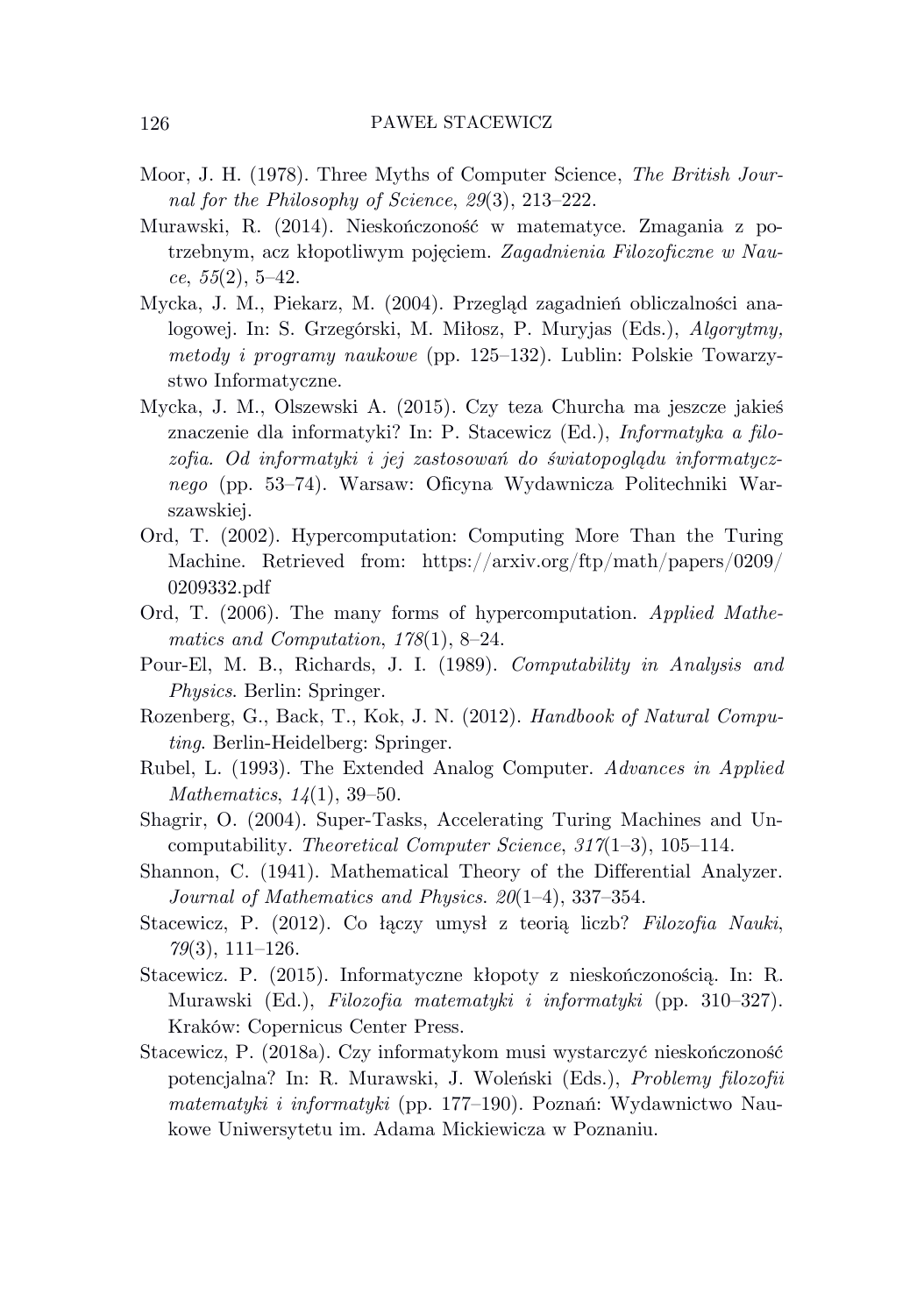Moor, J. H. (1978). Three Myths of Computer Science, *The British Journal for the Philosophy of Science*, *29*(3), 213–222.

Murawski, R. (2014). Nieskończoność w matematyce. Zmagania z potrzebnym, acz kłopotliwym pojęciem. *Zagadnienia Filozoficzne w Nauce*, *55*(2), 5–42.

Mycka, J. M., Piekarz, M. (2004). Przegląd zagadnień obliczalności analogowej. In: S. Grzegórski, M. Miłosz, P. Muryjas (Eds.), *Algorytmy, metody i programy naukowe* (pp. 125–132). Lublin: Polskie Towarzystwo Informatyczne.

Mycka, J. M., Olszewski A. (2015). Czy teza Churcha ma jeszcze jakieś znaczenie dla informatyki? In: P. Stacewicz (Ed.), *Informatyka a filozofia. Od informatyki i jej zastosowań do światopoglądu informatycznego* (pp. 53–74). Warsaw: Oficyna Wydawnicza Politechniki Warszawskiej.

Ord, T. (2002). Hypercomputation: Computing More Than the Turing Machine. Retrieved from: https://arxiv.org/ftp/math/papers/0209/0209332.pdf

Ord, T. (2006). The many forms of hypercomputation. *Applied Mathematics and Computation*, *178*(1), 8–24.

Pour-El, M. B., Richards, J. I. (1989). *Computability in Analysis and Physics*. Berlin: Springer.

Rozenberg, G., Back, T., Kok, J. N. (2012). *Handbook of Natural Computing*. Berlin-Heidelberg: Springer.

Rubel, L. (1993). The Extended Analog Computer. *Advances in Applied Mathematics*, *14*(1), 39–50.

Shagrir, O. (2004). Super-Tasks, Accelerating Turing Machines and Uncomputability. *Theoretical Computer Science*, *317*(1–3), 105–114.

Shannon, C. (1941). Mathematical Theory of the Differential Analyzer. *Journal of Mathematics and Physics*. *20*(1–4), 337–354.

Stacewicz, P. (2012). Co łączy umysł z teorią liczb? *Filozofia Nauki*, *79*(3), 111–126.

Stacewicz. P. (2015). Informatyczne kłopoty z nieskończonością. In: R. Murawski (Ed.), *Filozofia matematyki i informatyki* (pp. 310–327). Kraków: Copernicus Center Press.

Stacewicz, P. (2018a). Czy informatykom musi wystarczyć nieskończoność potencjalna? In: R. Murawski, J. Woleński (Eds.), *Problemy filozofii matematyki i informatyki* (pp. 177–190). Poznań: Wydawnictwo Naukowe Uniwersytetu im. Adama Mickiewicza w Poznaniu.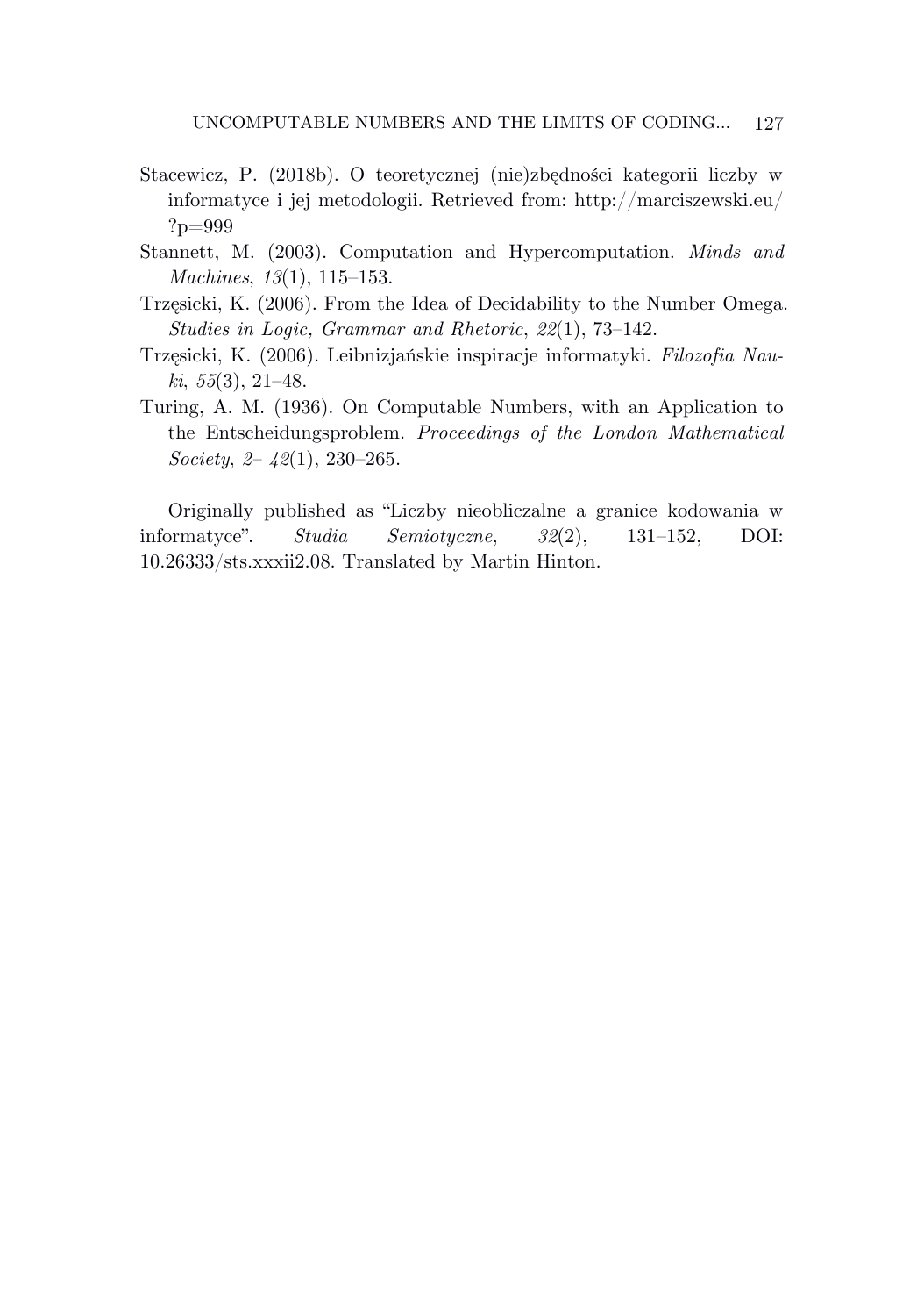Stacewicz, P. (2018b). O teoretycznej (nie)zbędności kategorii liczby w informatyce i jej metodologii. Retrieved from: http://marciszewski.eu/?p=999

Stannett, M. (2003). Computation and Hypercomputation. *Minds and Machines*, *13*(1), 115–153.

Trzęsicki, K. (2006). From the Idea of Decidability to the Number Omega. *Studies in Logic, Grammar and Rhetoric*, *22*(1), 73–142.

Trzęsicki, K. (2006). Leibnizjańskie inspiracje informatyki. *Filozofia Nauki*, *55*(3), 21–48.

Turing, A. M. (1936). On Computable Numbers, with an Application to the Entscheidungsproblem. *Proceedings of the London Mathematical Society*, *2– 42*(1), 230–265.

Originally published as "Liczby nieobliczalne a granice kodowania w informatyce". *Studia Semiotyczne*, *32*(2), 131–152, DOI: 10.26333/sts.xxxii2.08. Translated by Martin Hinton.